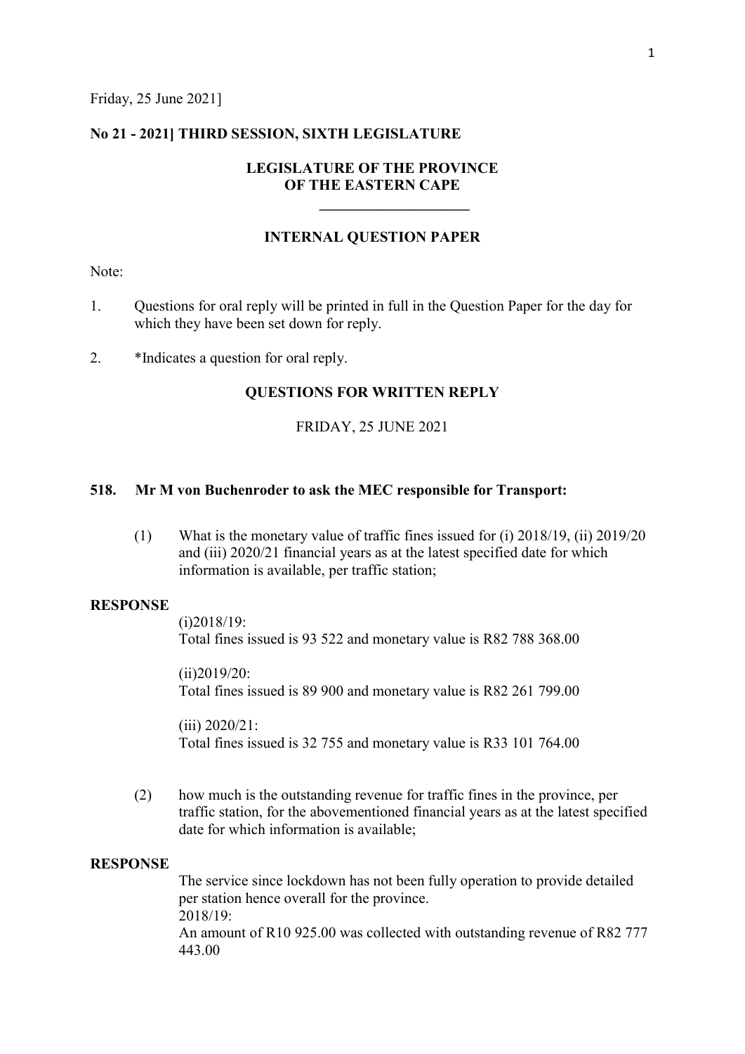Friday, 25 June 2021]

**No 21 - 2021] THIRD SESSION, SIXTH LEGISLATURE**

**LEGISLATURE OF THE PROVINCE OF THE EASTERN CAPE**

**INTERNAL QUESTION PAPER**

Note:

1. Questions for oral reply will be printed in full in the Question Paper for the day for which they have been set down for reply.

2. *Indicates a question for oral reply.

**QUESTIONS FOR WRITTEN REPLY**

FRIDAY, 25 JUNE 2021

**518. Mr M von Buchenroder to ask the MEC responsible for Transport:**

(1) What is the monetary value of traffic fines issued for (i) 2018/19, (ii) 2019/20 and (iii) 2020/21 financial years as at the latest specified date for which information is available, per traffic station;

**RESPONSE**

(i)2018/19:
Total fines issued is 93 522 and monetary value is R82 788 368.00

(ii)2019/20:
Total fines issued is 89 900 and monetary value is R82 261 799.00

(iii) 2020/21:
Total fines issued is 32 755 and monetary value is R33 101 764.00

(2) how much is the outstanding revenue for traffic fines in the province, per traffic station, for the abovementioned financial years as at the latest specified date for which information is available;

**RESPONSE**

The service since lockdown has not been fully operation to provide detailed per station hence overall for the province.
2018/19:
An amount of R10 925.00 was collected with outstanding revenue of R82 777 443.00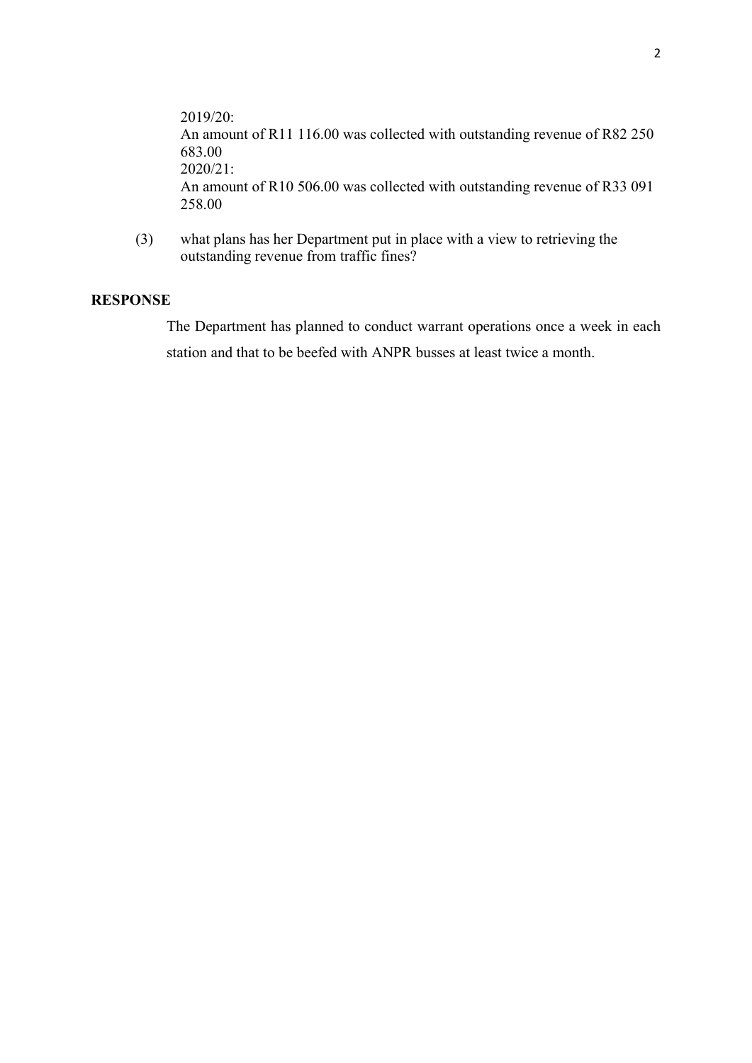2019/20:
An amount of R11 116.00 was collected with outstanding revenue of R82 250 683.00
2020/21:
An amount of R10 506.00 was collected with outstanding revenue of R33 091 258.00

(3) what plans has her Department put in place with a view to retrieving the outstanding revenue from traffic fines?

**RESPONSE**

The Department has planned to conduct warrant operations once a week in each station and that to be beefed with ANPR busses at least twice a month.